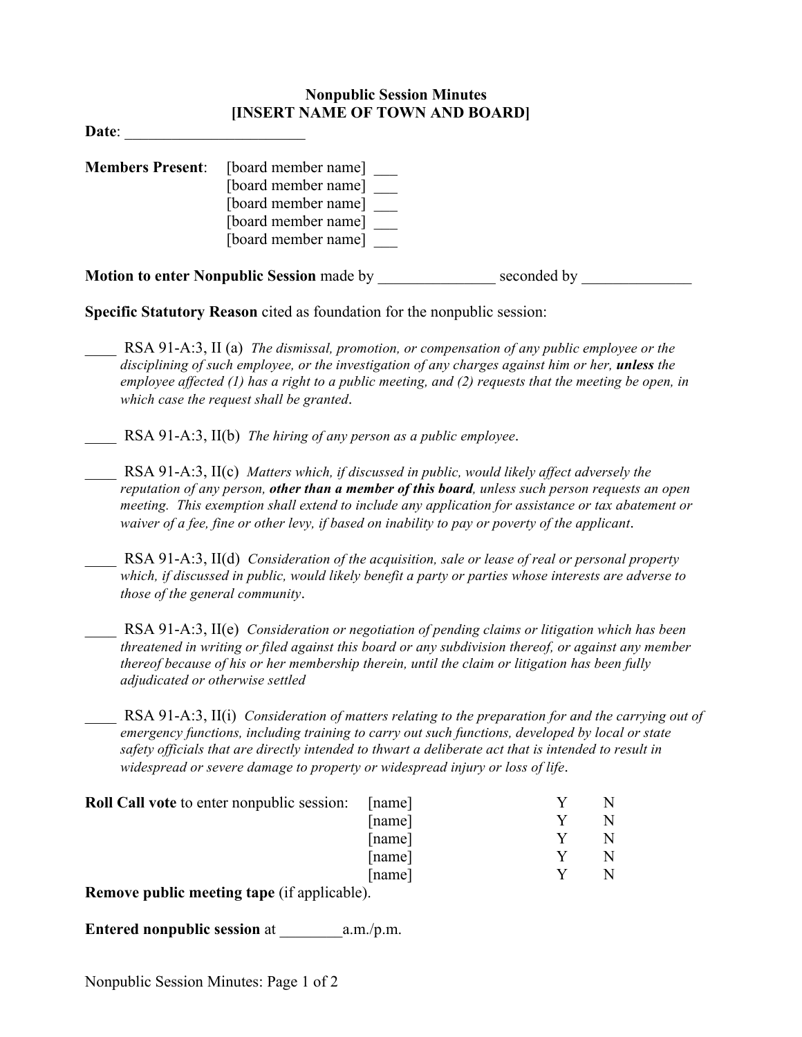**Nonpublic Session Minutes**
**[INSERT NAME OF TOWN AND BOARD]**

**Date**: _______________________

**Members Present**: [board member name] ___
[board member name] ___
[board member name] ___
[board member name] ___
[board member name] ___

**Motion to enter Nonpublic Session** made by _______________ seconded by ______________

**Specific Statutory Reason** cited as foundation for the nonpublic session:

____ RSA 91-A:3, II (a) *The dismissal, promotion, or compensation of any public employee or the disciplining of such employee, or the investigation of any charges against him or her, **unless** the employee affected (1) has a right to a public meeting, and (2) requests that the meeting be open, in which case the request shall be granted*.

____ RSA 91-A:3, II(b) *The hiring of any person as a public employee*.

____ RSA 91-A:3, II(c) *Matters which, if discussed in public, would likely affect adversely the reputation of any person, **other than a member of this board**, unless such person requests an open meeting. This exemption shall extend to include any application for assistance or tax abatement or waiver of a fee, fine or other levy, if based on inability to pay or poverty of the applicant*.

____ RSA 91-A:3, II(d) *Consideration of the acquisition, sale or lease of real or personal property which, if discussed in public, would likely benefit a party or parties whose interests are adverse to those of the general community*.

____ RSA 91-A:3, II(e) *Consideration or negotiation of pending claims or litigation which has been threatened in writing or filed against this board or any subdivision thereof, or against any member thereof because of his or her membership therein, until the claim or litigation has been fully adjudicated or otherwise settled*

____ RSA 91-A:3, II(i) *Consideration of matters relating to the preparation for and the carrying out of emergency functions, including training to carry out such functions, developed by local or state safety officials that are directly intended to thwart a deliberate act that is intended to result in widespread or severe damage to property or widespread injury or loss of life*.

**Roll Call vote** to enter nonpublic session:

| | | |
|---|---|---|
| [name] | Y | N |
| [name] | Y | N |
| [name] | Y | N |
| [name] | Y | N |
| [name] | Y | N |

**Remove public meeting tape** (if applicable).

**Entered nonpublic session** at ________a.m./p.m.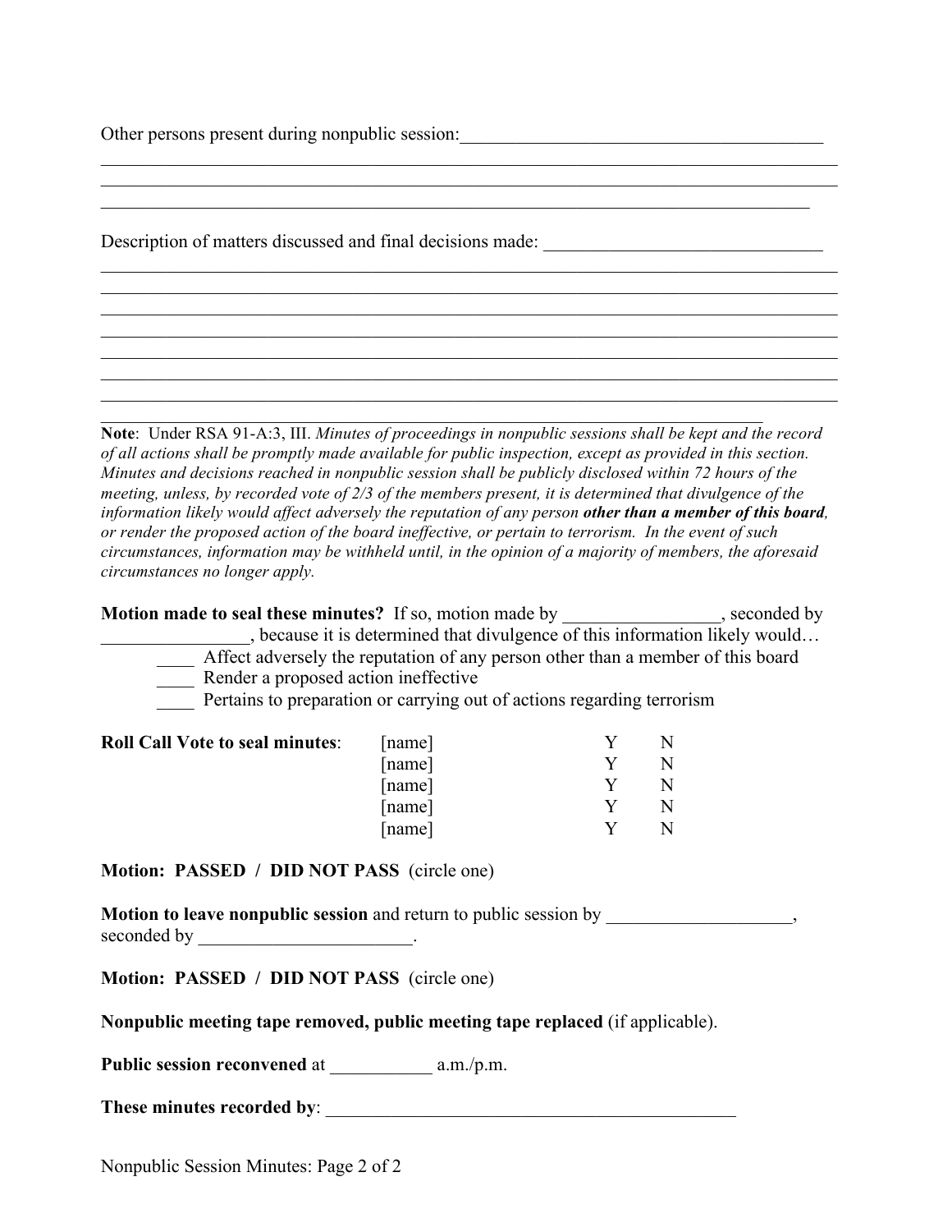Other persons present during nonpublic session:________________________________________
_____________________________________________________________________________________
_____________________________________________________________________________________
_____________________________________________________________________________________

Description of matters discussed and final decisions made: ______________________________
_____________________________________________________________________________________
_____________________________________________________________________________________
_____________________________________________________________________________________
_____________________________________________________________________________________
_____________________________________________________________________________________
_____________________________________________________________________________________
_____________________________________________________________________________________
_____________________________________________________________________________________

**Note**: Under RSA 91-A:3, III. *Minutes of proceedings in nonpublic sessions shall be kept and the record of all actions shall be promptly made available for public inspection, except as provided in this section. Minutes and decisions reached in nonpublic session shall be publicly disclosed within 72 hours of the meeting, unless, by recorded vote of 2/3 of the members present, it is determined that divulgence of the information likely would affect adversely the reputation of any person* ***other than a member of this board****, or render the proposed action of the board ineffective, or pertain to terrorism. In the event of such circumstances, information may be withheld until, in the opinion of a majority of members, the aforesaid circumstances no longer apply.*

**Motion made to seal these minutes?** If so, motion made by _________________, seconded by ________________, because it is determined that divulgence of this information likely would…

- ____ Affect adversely the reputation of any person other than a member of this board
- ____ Render a proposed action ineffective
- ____ Pertains to preparation or carrying out of actions regarding terrorism

| | | | |
|---|---|---|---|
| **Roll Call Vote to seal minutes**: | [name] | Y | N |
| | [name] | Y | N |
| | [name] | Y | N |
| | [name] | Y | N |
| | [name] | Y | N |

**Motion: PASSED / DID NOT PASS** (circle one)

**Motion to leave nonpublic session** and return to public session by ____________________, seconded by _______________________.

**Motion: PASSED / DID NOT PASS** (circle one)

**Nonpublic meeting tape removed, public meeting tape replaced** (if applicable).

**Public session reconvened** at ___________ a.m./p.m.

**These minutes recorded by**: ______________________________________________

Nonpublic Session Minutes: Page 2 of 2